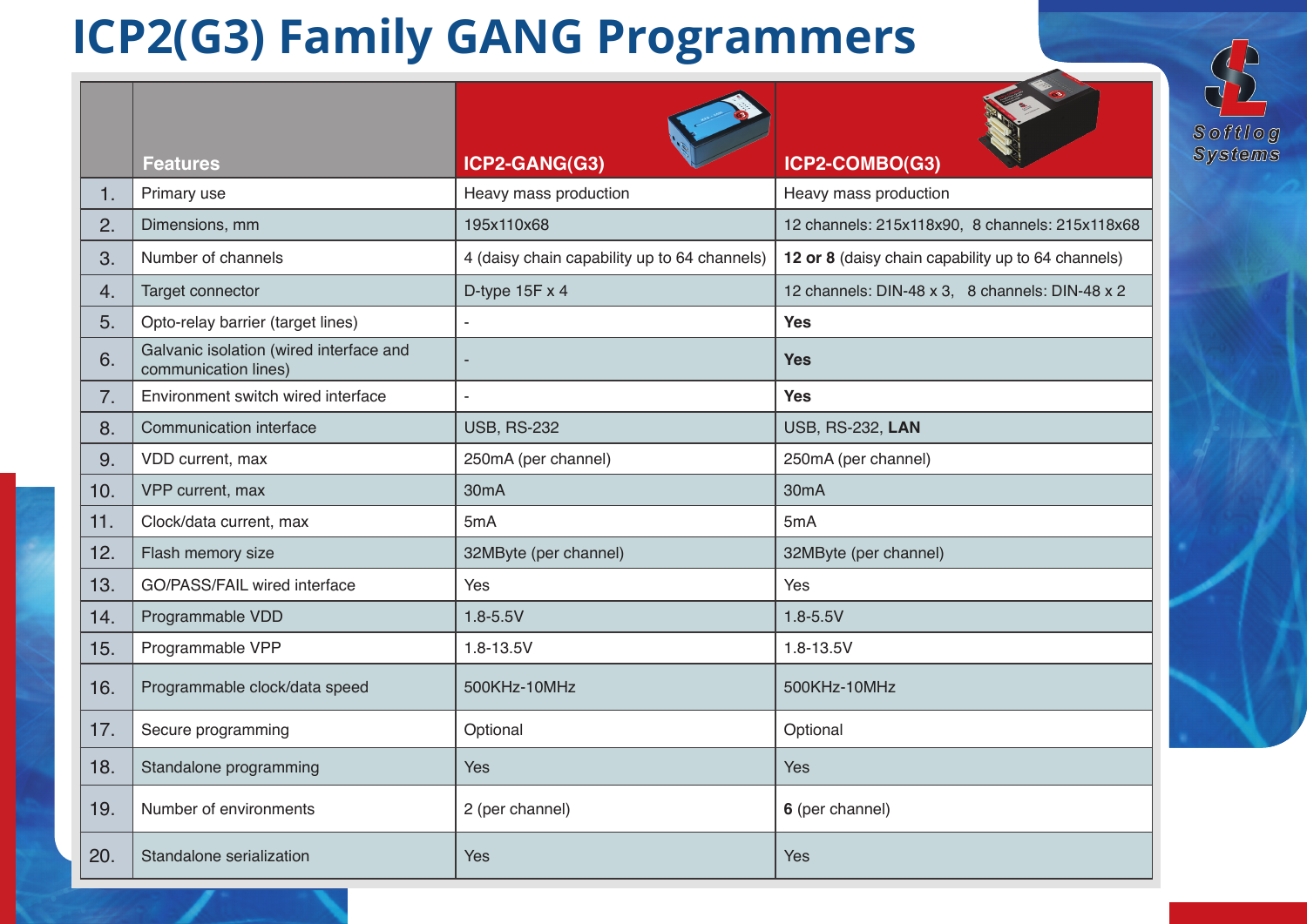# ICP2(G3) Family GANG Programmers

|  | Features | ICP2-GANG(G3) | ICP2-COMBO(G3) |
|---|---|---|---|
| 1. | Primary use | Heavy mass production | Heavy mass production |
| 2. | Dimensions, mm | 195x110x68 | 12 channels: 215x118x90, 8 channels: 215x118x68 |
| 3. | Number of channels | 4 (daisy chain capability up to 64 channels) | **12 or 8** (daisy chain capability up to 64 channels) |
| 4. | Target connector | D-type 15F x 4 | 12 channels: DIN-48 x 3, 8 channels: DIN-48 x 2 |
| 5. | Opto-relay barrier (target lines) | - | **Yes** |
| 6. | Galvanic isolation (wired interface and communication lines) | - | **Yes** |
| 7. | Environment switch wired interface | - | **Yes** |
| 8. | Communication interface | USB, RS-232 | USB, RS-232, **LAN** |
| 9. | VDD current, max | 250mA (per channel) | 250mA (per channel) |
| 10. | VPP current, max | 30mA | 30mA |
| 11. | Clock/data current, max | 5mA | 5mA |
| 12. | Flash memory size | 32MByte (per channel) | 32MByte (per channel) |
| 13. | GO/PASS/FAIL wired interface | Yes | Yes |
| 14. | Programmable VDD | 1.8-5.5V | 1.8-5.5V |
| 15. | Programmable VPP | 1.8-13.5V | 1.8-13.5V |
| 16. | Programmable clock/data speed | 500KHz-10MHz | 500KHz-10MHz |
| 17. | Secure programming | Optional | Optional |
| 18. | Standalone programming | Yes | Yes |
| 19. | Number of environments | 2 (per channel) | **6** (per channel) |
| 20. | Standalone serialization | Yes | Yes |

Softlog Systems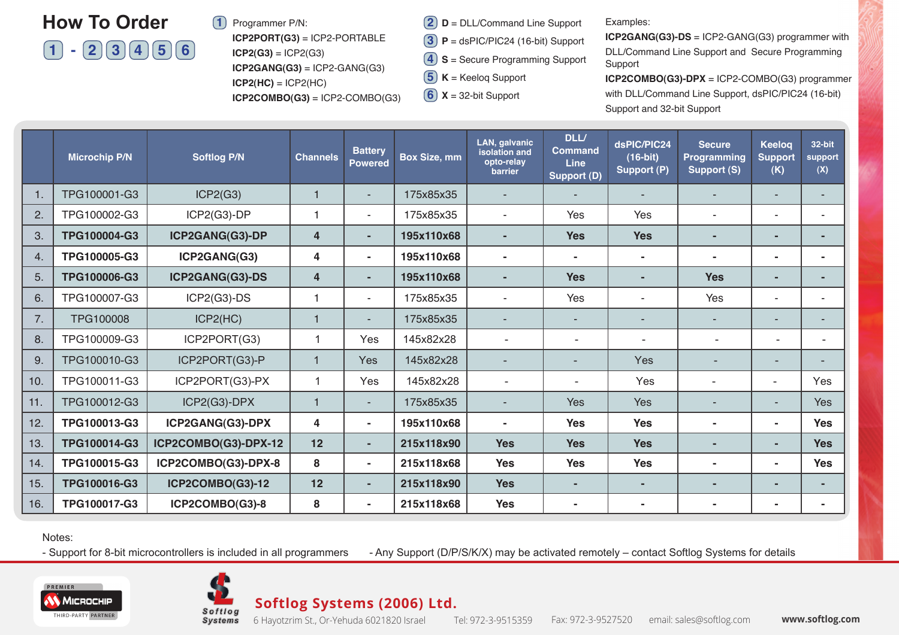## How To Order

1 - 2 3 4 5 6

1. Programmer P/N:
   - **ICP2PORT(G3)** = ICP2-PORTABLE
   - **ICP2(G3)** = ICP2(G3)
   - **ICP2GANG(G3)** = ICP2-GANG(G3)
   - **ICP2(HC)** = ICP2(HC)
   - **ICP2COMBO(G3)** = ICP2-COMBO(G3)
2. **D** = DLL/Command Line Support
3. **P** = dsPIC/PIC24 (16-bit) Support
4. **S** = Secure Programming Support
5. **K** = Keeloq Support
6. **X** = 32-bit Support

Examples:

**ICP2GANG(G3)-DS** = ICP2-GANG(G3) programmer with DLL/Command Line Support and Secure Programming Support

**ICP2COMBO(G3)-DPX** = ICP2-COMBO(G3) programmer with DLL/Command Line Support, dsPIC/PIC24 (16-bit) Support and 32-bit Support

| | Microchip P/N | Softlog P/N | Channels | Battery Powered | Box Size, mm | LAN, galvanic isolation and opto-relay barrier | DLL/ Command Line Support (D) | dsPIC/PIC24 (16-bit) Support (P) | Secure Programming Support (S) | Keeloq Support (K) | 32-bit support (X) |
|---|---|---|---|---|---|---|---|---|---|---|---|
| 1. | TPG100001-G3 | ICP2(G3) | 1 | - | 175x85x35 | - | - | - | - | - | - |
| 2. | TPG100002-G3 | ICP2(G3)-DP | 1 | - | 175x85x35 | - | Yes | Yes | - | - | - |
| 3. | **TPG100004-G3** | **ICP2GANG(G3)-DP** | **4** | **-** | **195x110x68** | **-** | **Yes** | **Yes** | **-** | **-** | **-** |
| 4. | **TPG100005-G3** | **ICP2GANG(G3)** | **4** | **-** | **195x110x68** | **-** | **-** | **-** | **-** | **-** | **-** |
| 5. | **TPG100006-G3** | **ICP2GANG(G3)-DS** | **4** | **-** | **195x110x68** | **-** | **Yes** | **-** | **Yes** | **-** | **-** |
| 6. | TPG100007-G3 | ICP2(G3)-DS | 1 | - | 175x85x35 | - | Yes | - | Yes | - | - |
| 7. | TPG100008 | ICP2(HC) | 1 | - | 175x85x35 | - | - | - | - | - | - |
| 8. | TPG100009-G3 | ICP2PORT(G3) | 1 | Yes | 145x82x28 | - | - | - | - | - | - |
| 9. | TPG100010-G3 | ICP2PORT(G3)-P | 1 | Yes | 145x82x28 | - | - | Yes | - | - | - |
| 10. | TPG100011-G3 | ICP2PORT(G3)-PX | 1 | Yes | 145x82x28 | - | - | Yes | - | - | Yes |
| 11. | TPG100012-G3 | ICP2(G3)-DPX | 1 | - | 175x85x35 | - | Yes | Yes | - | - | Yes |
| 12. | **TPG100013-G3** | **ICP2GANG(G3)-DPX** | **4** | **-** | **195x110x68** | **-** | **Yes** | **Yes** | **-** | **-** | **Yes** |
| 13. | **TPG100014-G3** | **ICP2COMBO(G3)-DPX-12** | **12** | **-** | **215x118x90** | **Yes** | **Yes** | **Yes** | **-** | **-** | **Yes** |
| 14. | **TPG100015-G3** | **ICP2COMBO(G3)-DPX-8** | **8** | **-** | **215x118x68** | **Yes** | **Yes** | **Yes** | **-** | **-** | **Yes** |
| 15. | **TPG100016-G3** | **ICP2COMBO(G3)-12** | **12** | **-** | **215x118x90** | **Yes** | **-** | **-** | **-** | **-** | **-** |
| 16. | **TPG100017-G3** | **ICP2COMBO(G3)-8** | **8** | **-** | **215x118x68** | **Yes** | **-** | **-** | **-** | **-** | **-** |

Notes:

- Support for 8-bit microcontrollers is included in all programmers
- Any Support (D/P/S/K/X) may be activated remotely – contact Softlog Systems for details

PREMIER MICROCHIP THIRD-PARTY PARTNER

Softlog Systems

**Softlog Systems (2006) Ltd.**

6 Hayotzrim St., Or-Yehuda 6021820 Israel Tel: 972-3-9515359 Fax: 972-3-9527520 email: sales@softlog.com **www.softlog.com**